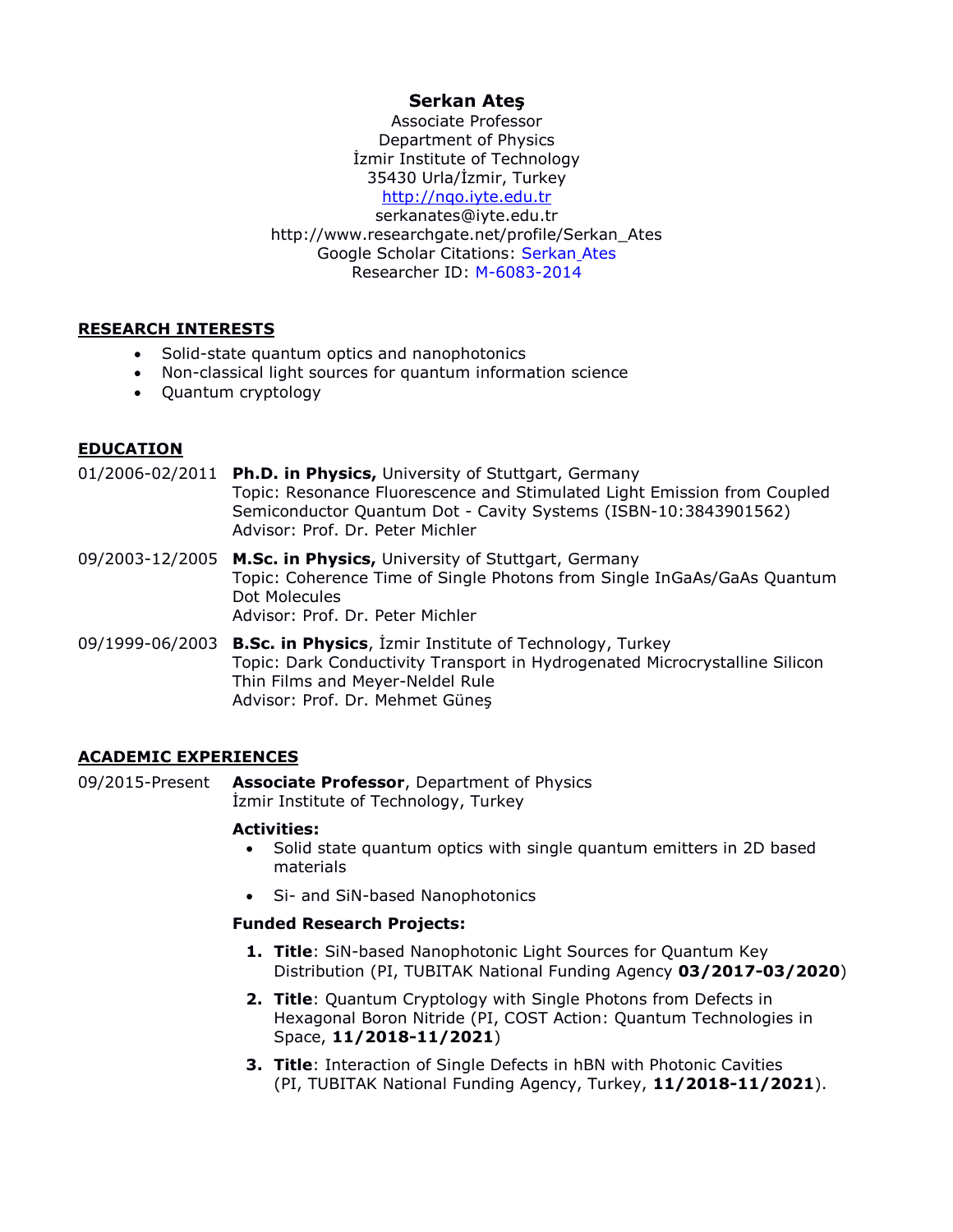# Serkan Ateş

Associate Professor
Department of Physics
İzmir Institute of Technology
35430 Urla/İzmir, Turkey
http://nqo.iyte.edu.tr
serkanates@iyte.edu.tr
http://www.researchgate.net/profile/Serkan_Ates
Google Scholar Citations: Serkan Ates
Researcher ID: M-6083-2014

## RESEARCH INTERESTS

- Solid-state quantum optics and nanophotonics
- Non-classical light sources for quantum information science
- Quantum cryptology

## EDUCATION

**01/2006-02/2011** **Ph.D. in Physics,** University of Stuttgart, Germany
Topic: Resonance Fluorescence and Stimulated Light Emission from Coupled Semiconductor Quantum Dot - Cavity Systems (ISBN-10:3843901562)
Advisor: Prof. Dr. Peter Michler

**09/2003-12/2005** **M.Sc. in Physics,** University of Stuttgart, Germany
Topic: Coherence Time of Single Photons from Single InGaAs/GaAs Quantum Dot Molecules
Advisor: Prof. Dr. Peter Michler

**09/1999-06/2003** **B.Sc. in Physics**, İzmir Institute of Technology, Turkey
Topic: Dark Conductivity Transport in Hydrogenated Microcrystalline Silicon Thin Films and Meyer-Neldel Rule
Advisor: Prof. Dr. Mehmet Güneş

## ACADEMIC EXPERIENCES

**09/2015-Present** **Associate Professor**, Department of Physics
İzmir Institute of Technology, Turkey

**Activities:**

- Solid state quantum optics with single quantum emitters in 2D based materials
- Si- and SiN-based Nanophotonics

**Funded Research Projects:**

1. **Title**: SiN-based Nanophotonic Light Sources for Quantum Key Distribution (PI, TUBITAK National Funding Agency **03/2017-03/2020**)
2. **Title**: Quantum Cryptology with Single Photons from Defects in Hexagonal Boron Nitride (PI, COST Action: Quantum Technologies in Space, **11/2018-11/2021**)
3. **Title**: Interaction of Single Defects in hBN with Photonic Cavities (PI, TUBITAK National Funding Agency, Turkey, **11/2018-11/2021**).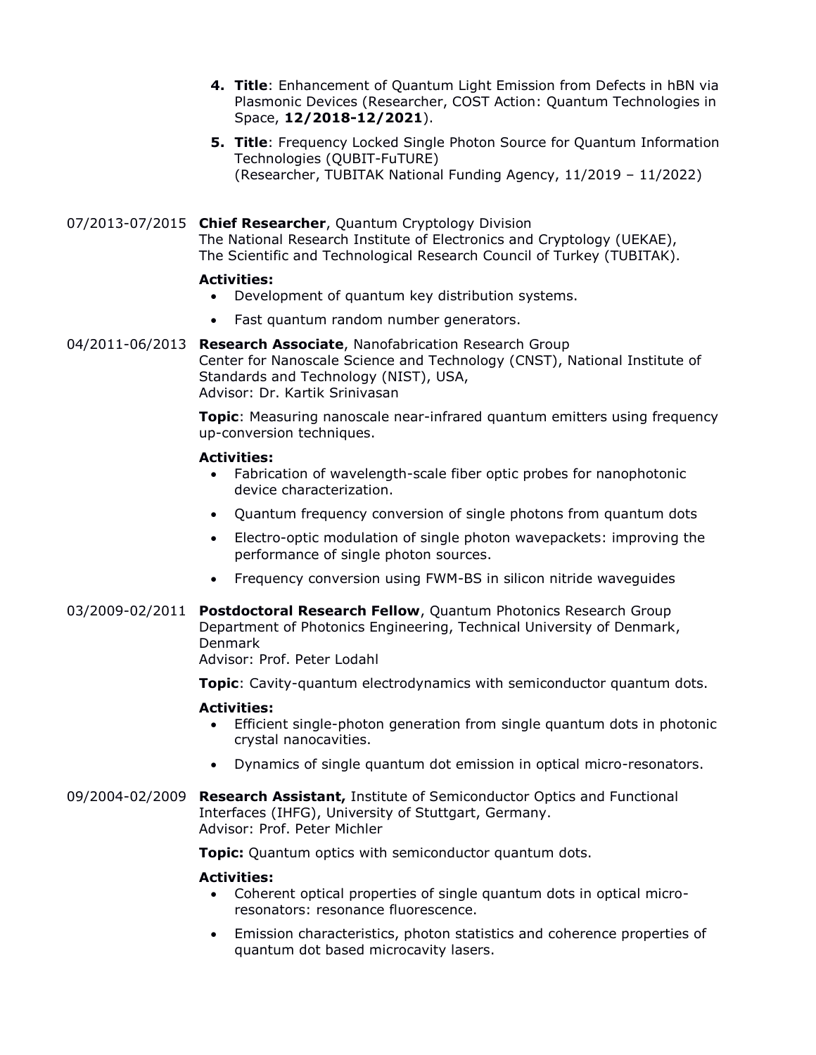4. **Title**: Enhancement of Quantum Light Emission from Defects in hBN via Plasmonic Devices (Researcher, COST Action: Quantum Technologies in Space, **12/2018-12/2021**).
5. **Title**: Frequency Locked Single Photon Source for Quantum Information Technologies (QUBIT-FuTURE) (Researcher, TUBITAK National Funding Agency, 11/2019 – 11/2022)

07/2013-07/2015 **Chief Researcher**, Quantum Cryptology Division
The National Research Institute of Electronics and Cryptology (UEKAE), The Scientific and Technological Research Council of Turkey (TUBITAK).

**Activities:**

- Development of quantum key distribution systems.
- Fast quantum random number generators.

04/2011-06/2013 **Research Associate**, Nanofabrication Research Group
Center for Nanoscale Science and Technology (CNST), National Institute of Standards and Technology (NIST), USA,
Advisor: Dr. Kartik Srinivasan

**Topic**: Measuring nanoscale near-infrared quantum emitters using frequency up-conversion techniques.

**Activities:**

- Fabrication of wavelength-scale fiber optic probes for nanophotonic device characterization.
- Quantum frequency conversion of single photons from quantum dots
- Electro-optic modulation of single photon wavepackets: improving the performance of single photon sources.
- Frequency conversion using FWM-BS in silicon nitride waveguides

03/2009-02/2011 **Postdoctoral Research Fellow**, Quantum Photonics Research Group
Department of Photonics Engineering, Technical University of Denmark, Denmark
Advisor: Prof. Peter Lodahl

**Topic**: Cavity-quantum electrodynamics with semiconductor quantum dots.

**Activities:**

- Efficient single-photon generation from single quantum dots in photonic crystal nanocavities.
- Dynamics of single quantum dot emission in optical micro-resonators.

09/2004-02/2009 **Research Assistant,** Institute of Semiconductor Optics and Functional Interfaces (IHFG), University of Stuttgart, Germany.
Advisor: Prof. Peter Michler

**Topic:** Quantum optics with semiconductor quantum dots.

**Activities:**

- Coherent optical properties of single quantum dots in optical micro-resonators: resonance fluorescence.
- Emission characteristics, photon statistics and coherence properties of quantum dot based microcavity lasers.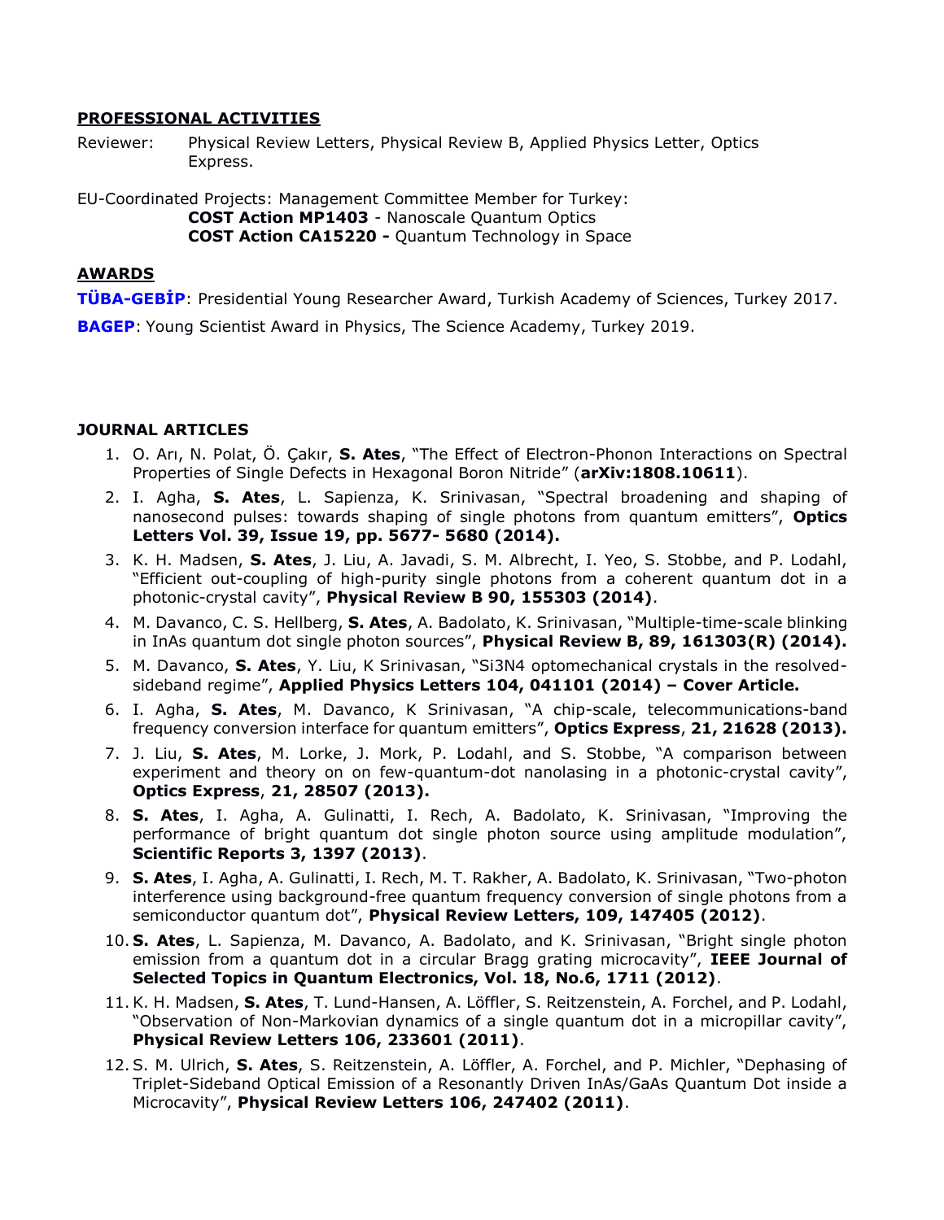## **PROFESSIONAL ACTIVITIES**

Reviewer: Physical Review Letters, Physical Review B, Applied Physics Letter, Optics Express.

EU-Coordinated Projects: Management Committee Member for Turkey:
**COST Action MP1403** - Nanoscale Quantum Optics
**COST Action CA15220 -** Quantum Technology in Space

## **AWARDS**

**TÜBA-GEBİP**: Presidential Young Researcher Award, Turkish Academy of Sciences, Turkey 2017.

**BAGEP**: Young Scientist Award in Physics, The Science Academy, Turkey 2019.

## **JOURNAL ARTICLES**

1. O. Arı, N. Polat, Ö. Çakır, **S. Ates**, "The Effect of Electron-Phonon Interactions on Spectral Properties of Single Defects in Hexagonal Boron Nitride" (**arXiv:1808.10611**).
2. I. Agha, **S. Ates**, L. Sapienza, K. Srinivasan, "Spectral broadening and shaping of nanosecond pulses: towards shaping of single photons from quantum emitters", **Optics Letters Vol. 39, Issue 19, pp. 5677- 5680 (2014).**
3. K. H. Madsen, **S. Ates**, J. Liu, A. Javadi, S. M. Albrecht, I. Yeo, S. Stobbe, and P. Lodahl, "Efficient out-coupling of high-purity single photons from a coherent quantum dot in a photonic-crystal cavity", **Physical Review B 90, 155303 (2014)**.
4. M. Davanco, C. S. Hellberg, **S. Ates**, A. Badolato, K. Srinivasan, "Multiple-time-scale blinking in InAs quantum dot single photon sources", **Physical Review B, 89, 161303(R) (2014).**
5. M. Davanco, **S. Ates**, Y. Liu, K Srinivasan, "Si3N4 optomechanical crystals in the resolved-sideband regime", **Applied Physics Letters 104, 041101 (2014) – Cover Article.**
6. I. Agha, **S. Ates**, M. Davanco, K Srinivasan, "A chip-scale, telecommunications-band frequency conversion interface for quantum emitters", **Optics Express**, **21, 21628 (2013).**
7. J. Liu, **S. Ates**, M. Lorke, J. Mork, P. Lodahl, and S. Stobbe, "A comparison between experiment and theory on on few-quantum-dot nanolasing in a photonic-crystal cavity", **Optics Express**, **21, 28507 (2013).**
8. **S. Ates**, I. Agha, A. Gulinatti, I. Rech, A. Badolato, K. Srinivasan, "Improving the performance of bright quantum dot single photon source using amplitude modulation", **Scientific Reports 3, 1397 (2013)**.
9. **S. Ates**, I. Agha, A. Gulinatti, I. Rech, M. T. Rakher, A. Badolato, K. Srinivasan, "Two-photon interference using background-free quantum frequency conversion of single photons from a semiconductor quantum dot", **Physical Review Letters, 109, 147405 (2012)**.
10. **S. Ates**, L. Sapienza, M. Davanco, A. Badolato, and K. Srinivasan, "Bright single photon emission from a quantum dot in a circular Bragg grating microcavity", **IEEE Journal of Selected Topics in Quantum Electronics, Vol. 18, No.6, 1711 (2012)**.
11. K. H. Madsen, **S. Ates**, T. Lund-Hansen, A. Löffler, S. Reitzenstein, A. Forchel, and P. Lodahl, "Observation of Non-Markovian dynamics of a single quantum dot in a micropillar cavity", **Physical Review Letters 106, 233601 (2011)**.
12. S. M. Ulrich, **S. Ates**, S. Reitzenstein, A. Löffler, A. Forchel, and P. Michler, "Dephasing of Triplet-Sideband Optical Emission of a Resonantly Driven InAs/GaAs Quantum Dot inside a Microcavity", **Physical Review Letters 106, 247402 (2011)**.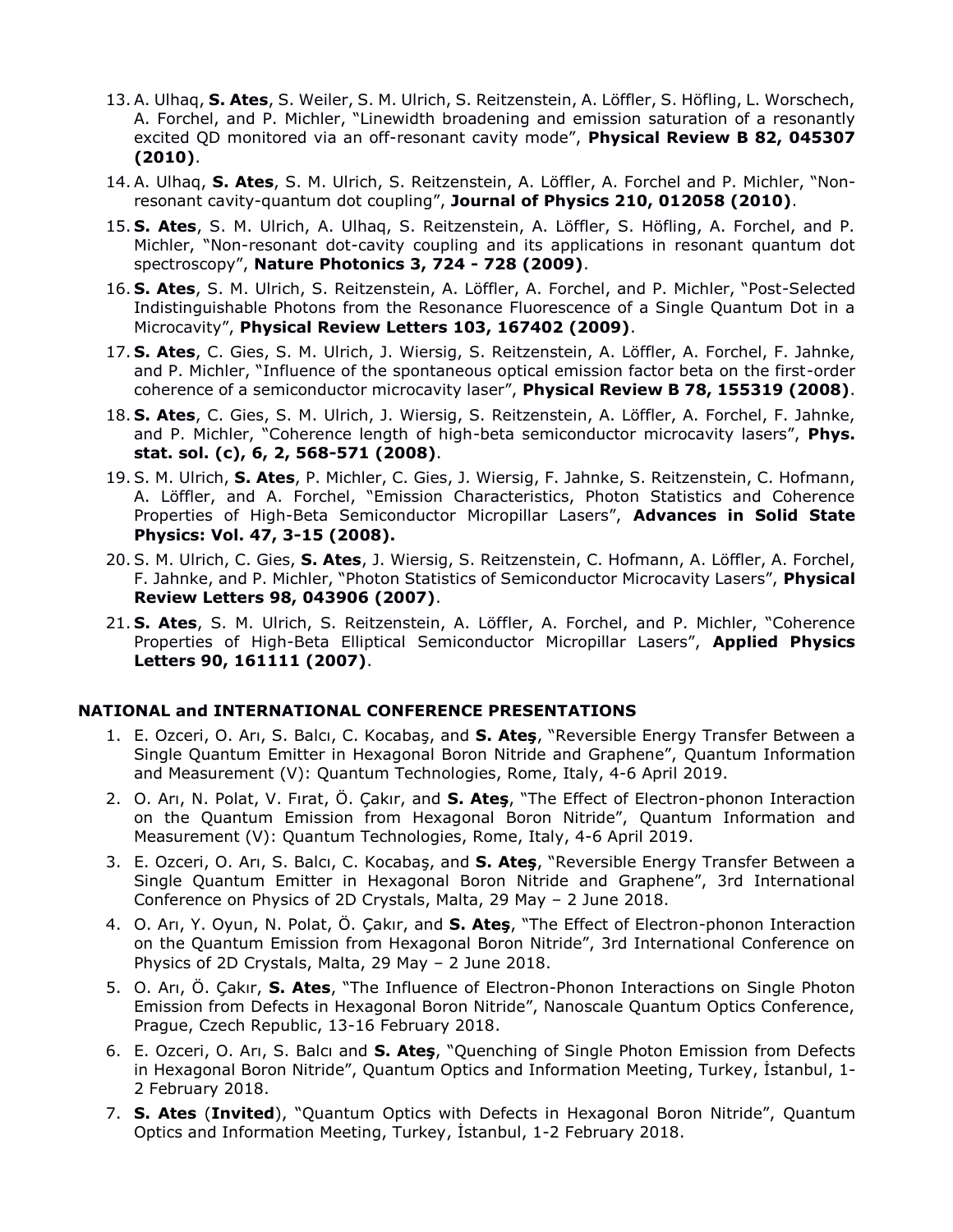13. A. Ulhaq, **S. Ates**, S. Weiler, S. M. Ulrich, S. Reitzenstein, A. Löffler, S. Höfling, L. Worschech, A. Forchel, and P. Michler, "Linewidth broadening and emission saturation of a resonantly excited QD monitored via an off-resonant cavity mode", **Physical Review B 82, 045307 (2010)**.
14. A. Ulhaq, **S. Ates**, S. M. Ulrich, S. Reitzenstein, A. Löffler, A. Forchel and P. Michler, "Non-resonant cavity-quantum dot coupling", **Journal of Physics 210, 012058 (2010)**.
15. **S. Ates**, S. M. Ulrich, A. Ulhaq, S. Reitzenstein, A. Löffler, S. Höfling, A. Forchel, and P. Michler, "Non-resonant dot-cavity coupling and its applications in resonant quantum dot spectroscopy", **Nature Photonics 3, 724 - 728 (2009)**.
16. **S. Ates**, S. M. Ulrich, S. Reitzenstein, A. Löffler, A. Forchel, and P. Michler, "Post-Selected Indistinguishable Photons from the Resonance Fluorescence of a Single Quantum Dot in a Microcavity", **Physical Review Letters 103, 167402 (2009)**.
17. **S. Ates**, C. Gies, S. M. Ulrich, J. Wiersig, S. Reitzenstein, A. Löffler, A. Forchel, F. Jahnke, and P. Michler, "Influence of the spontaneous optical emission factor beta on the first-order coherence of a semiconductor microcavity laser", **Physical Review B 78, 155319 (2008)**.
18. **S. Ates**, C. Gies, S. M. Ulrich, J. Wiersig, S. Reitzenstein, A. Löffler, A. Forchel, F. Jahnke, and P. Michler, "Coherence length of high-beta semiconductor microcavity lasers", **Phys. stat. sol. (c), 6, 2, 568-571 (2008)**.
19. S. M. Ulrich, **S. Ates**, P. Michler, C. Gies, J. Wiersig, F. Jahnke, S. Reitzenstein, C. Hofmann, A. Löffler, and A. Forchel, "Emission Characteristics, Photon Statistics and Coherence Properties of High-Beta Semiconductor Micropillar Lasers", **Advances in Solid State Physics: Vol. 47, 3-15 (2008).**
20. S. M. Ulrich, C. Gies, **S. Ates**, J. Wiersig, S. Reitzenstein, C. Hofmann, A. Löffler, A. Forchel, F. Jahnke, and P. Michler, "Photon Statistics of Semiconductor Microcavity Lasers", **Physical Review Letters 98, 043906 (2007)**.
21. **S. Ates**, S. M. Ulrich, S. Reitzenstein, A. Löffler, A. Forchel, and P. Michler, "Coherence Properties of High-Beta Elliptical Semiconductor Micropillar Lasers", **Applied Physics Letters 90, 161111 (2007)**.

## NATIONAL and INTERNATIONAL CONFERENCE PRESENTATIONS

1. E. Ozceri, O. Arı, S. Balcı, C. Kocabaş, and **S. Ateş**, "Reversible Energy Transfer Between a Single Quantum Emitter in Hexagonal Boron Nitride and Graphene", Quantum Information and Measurement (V): Quantum Technologies, Rome, Italy, 4-6 April 2019.
2. O. Arı, N. Polat, V. Fırat, Ö. Çakır, and **S. Ateş**, "The Effect of Electron-phonon Interaction on the Quantum Emission from Hexagonal Boron Nitride", Quantum Information and Measurement (V): Quantum Technologies, Rome, Italy, 4-6 April 2019.
3. E. Ozceri, O. Arı, S. Balcı, C. Kocabaş, and **S. Ateş**, "Reversible Energy Transfer Between a Single Quantum Emitter in Hexagonal Boron Nitride and Graphene", 3rd International Conference on Physics of 2D Crystals, Malta, 29 May – 2 June 2018.
4. O. Arı, Y. Oyun, N. Polat, Ö. Çakır, and **S. Ateş**, "The Effect of Electron-phonon Interaction on the Quantum Emission from Hexagonal Boron Nitride", 3rd International Conference on Physics of 2D Crystals, Malta, 29 May – 2 June 2018.
5. O. Arı, Ö. Çakır, **S. Ates**, "The Influence of Electron-Phonon Interactions on Single Photon Emission from Defects in Hexagonal Boron Nitride", Nanoscale Quantum Optics Conference, Prague, Czech Republic, 13-16 February 2018.
6. E. Ozceri, O. Arı, S. Balcı and **S. Ateş**, "Quenching of Single Photon Emission from Defects in Hexagonal Boron Nitride", Quantum Optics and Information Meeting, Turkey, İstanbul, 1-2 February 2018.
7. **S. Ates** (**Invited**), "Quantum Optics with Defects in Hexagonal Boron Nitride", Quantum Optics and Information Meeting, Turkey, İstanbul, 1-2 February 2018.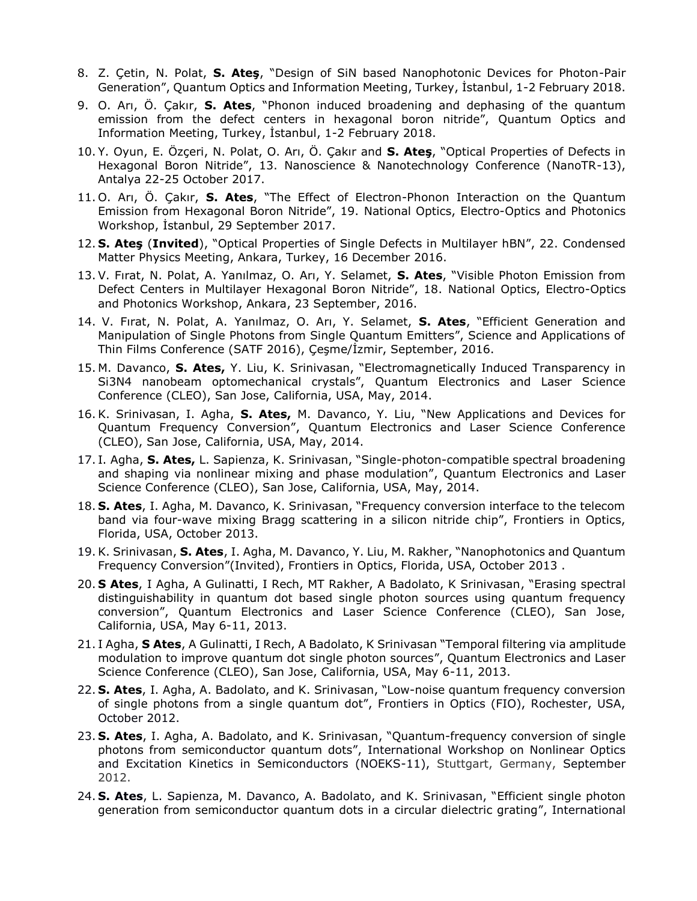8. Z. Çetin, N. Polat, **S. Ateş**, "Design of SiN based Nanophotonic Devices for Photon-Pair Generation", Quantum Optics and Information Meeting, Turkey, İstanbul, 1-2 February 2018.
9. O. Arı, Ö. Çakır, **S. Ates**, "Phonon induced broadening and dephasing of the quantum emission from the defect centers in hexagonal boron nitride", Quantum Optics and Information Meeting, Turkey, İstanbul, 1-2 February 2018.
10. Y. Oyun, E. Özçeri, N. Polat, O. Arı, Ö. Çakır and **S. Ateş**, "Optical Properties of Defects in Hexagonal Boron Nitride", 13. Nanoscience & Nanotechnology Conference (NanoTR-13), Antalya 22-25 October 2017.
11. O. Arı, Ö. Çakır, **S. Ates**, "The Effect of Electron-Phonon Interaction on the Quantum Emission from Hexagonal Boron Nitride", 19. National Optics, Electro-Optics and Photonics Workshop, İstanbul, 29 September 2017.
12. **S. Ateş** (**Invited**), "Optical Properties of Single Defects in Multilayer hBN", 22. Condensed Matter Physics Meeting, Ankara, Turkey, 16 December 2016.
13. V. Fırat, N. Polat, A. Yanılmaz, O. Arı, Y. Selamet, **S. Ates**, "Visible Photon Emission from Defect Centers in Multilayer Hexagonal Boron Nitride", 18. National Optics, Electro-Optics and Photonics Workshop, Ankara, 23 September, 2016.
14. V. Fırat, N. Polat, A. Yanılmaz, O. Arı, Y. Selamet, **S. Ates**, "Efficient Generation and Manipulation of Single Photons from Single Quantum Emitters", Science and Applications of Thin Films Conference (SATF 2016), Çeşme/İzmir, September, 2016.
15. M. Davanco, **S. Ates,** Y. Liu, K. Srinivasan, "Electromagnetically Induced Transparency in Si3N4 nanobeam optomechanical crystals", Quantum Electronics and Laser Science Conference (CLEO), San Jose, California, USA, May, 2014.
16. K. Srinivasan, I. Agha, **S. Ates,** M. Davanco, Y. Liu, "New Applications and Devices for Quantum Frequency Conversion", Quantum Electronics and Laser Science Conference (CLEO), San Jose, California, USA, May, 2014.
17. I. Agha, **S. Ates,** L. Sapienza, K. Srinivasan, "Single-photon-compatible spectral broadening and shaping via nonlinear mixing and phase modulation", Quantum Electronics and Laser Science Conference (CLEO), San Jose, California, USA, May, 2014.
18. **S. Ates**, I. Agha, M. Davanco, K. Srinivasan, "Frequency conversion interface to the telecom band via four-wave mixing Bragg scattering in a silicon nitride chip", Frontiers in Optics, Florida, USA, October 2013.
19. K. Srinivasan, **S. Ates**, I. Agha, M. Davanco, Y. Liu, M. Rakher, "Nanophotonics and Quantum Frequency Conversion"(Invited), Frontiers in Optics, Florida, USA, October 2013 .
20. **S Ates**, I Agha, A Gulinatti, I Rech, MT Rakher, A Badolato, K Srinivasan, "Erasing spectral distinguishability in quantum dot based single photon sources using quantum frequency conversion", Quantum Electronics and Laser Science Conference (CLEO), San Jose, California, USA, May 6-11, 2013.
21. I Agha, **S Ates**, A Gulinatti, I Rech, A Badolato, K Srinivasan "Temporal filtering via amplitude modulation to improve quantum dot single photon sources", Quantum Electronics and Laser Science Conference (CLEO), San Jose, California, USA, May 6-11, 2013.
22. **S. Ates**, I. Agha, A. Badolato, and K. Srinivasan, "Low-noise quantum frequency conversion of single photons from a single quantum dot", Frontiers in Optics (FIO), Rochester, USA, October 2012.
23. **S. Ates**, I. Agha, A. Badolato, and K. Srinivasan, "Quantum-frequency conversion of single photons from semiconductor quantum dots", International Workshop on Nonlinear Optics and Excitation Kinetics in Semiconductors (NOEKS-11), Stuttgart, Germany, September 2012.
24. **S. Ates**, L. Sapienza, M. Davanco, A. Badolato, and K. Srinivasan, "Efficient single photon generation from semiconductor quantum dots in a circular dielectric grating", International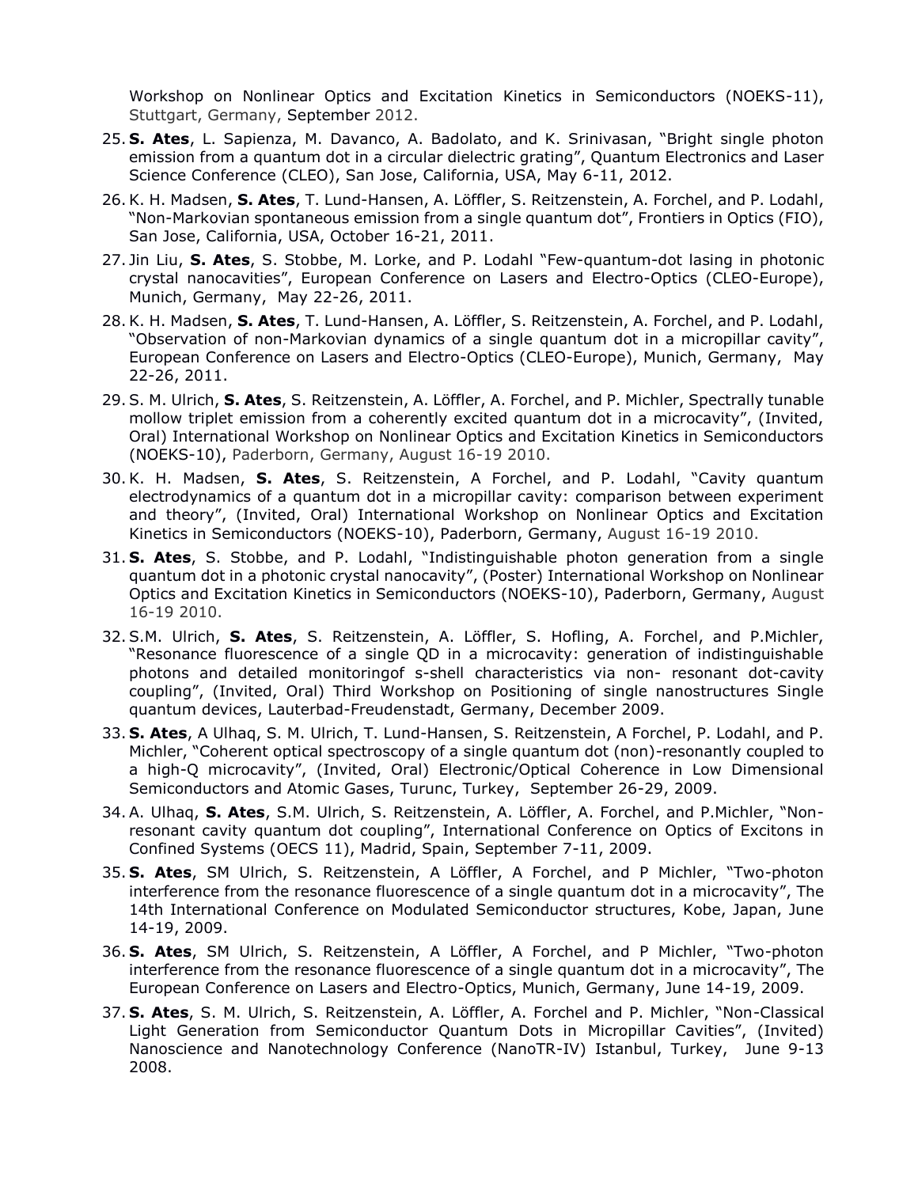Workshop on Nonlinear Optics and Excitation Kinetics in Semiconductors (NOEKS-11), Stuttgart, Germany, September 2012.

25. **S. Ates**, L. Sapienza, M. Davanco, A. Badolato, and K. Srinivasan, "Bright single photon emission from a quantum dot in a circular dielectric grating", Quantum Electronics and Laser Science Conference (CLEO), San Jose, California, USA, May 6-11, 2012.
26. K. H. Madsen, **S. Ates**, T. Lund-Hansen, A. Löffler, S. Reitzenstein, A. Forchel, and P. Lodahl, "Non-Markovian spontaneous emission from a single quantum dot", Frontiers in Optics (FIO), San Jose, California, USA, October 16-21, 2011.
27. Jin Liu, **S. Ates**, S. Stobbe, M. Lorke, and P. Lodahl "Few-quantum-dot lasing in photonic crystal nanocavities", European Conference on Lasers and Electro-Optics (CLEO-Europe), Munich, Germany, May 22-26, 2011.
28. K. H. Madsen, **S. Ates**, T. Lund-Hansen, A. Löffler, S. Reitzenstein, A. Forchel, and P. Lodahl, "Observation of non-Markovian dynamics of a single quantum dot in a micropillar cavity", European Conference on Lasers and Electro-Optics (CLEO-Europe), Munich, Germany, May 22-26, 2011.
29. S. M. Ulrich, **S. Ates**, S. Reitzenstein, A. Löffler, A. Forchel, and P. Michler, Spectrally tunable mollow triplet emission from a coherently excited quantum dot in a microcavity", (Invited, Oral) International Workshop on Nonlinear Optics and Excitation Kinetics in Semiconductors (NOEKS-10), Paderborn, Germany, August 16-19 2010.
30. K. H. Madsen, **S. Ates**, S. Reitzenstein, A Forchel, and P. Lodahl, "Cavity quantum electrodynamics of a quantum dot in a micropillar cavity: comparison between experiment and theory", (Invited, Oral) International Workshop on Nonlinear Optics and Excitation Kinetics in Semiconductors (NOEKS-10), Paderborn, Germany, August 16-19 2010.
31. **S. Ates**, S. Stobbe, and P. Lodahl, "Indistinguishable photon generation from a single quantum dot in a photonic crystal nanocavity", (Poster) International Workshop on Nonlinear Optics and Excitation Kinetics in Semiconductors (NOEKS-10), Paderborn, Germany, August 16-19 2010.
32. S.M. Ulrich, **S. Ates**, S. Reitzenstein, A. Löffler, S. Hofling, A. Forchel, and P.Michler, "Resonance fluorescence of a single QD in a microcavity: generation of indistinguishable photons and detailed monitoringof s-shell characteristics via non- resonant dot-cavity coupling", (Invited, Oral) Third Workshop on Positioning of single nanostructures Single quantum devices, Lauterbad-Freudenstadt, Germany, December 2009.
33. **S. Ates**, A Ulhaq, S. M. Ulrich, T. Lund-Hansen, S. Reitzenstein, A Forchel, P. Lodahl, and P. Michler, "Coherent optical spectroscopy of a single quantum dot (non)-resonantly coupled to a high-Q microcavity", (Invited, Oral) Electronic/Optical Coherence in Low Dimensional Semiconductors and Atomic Gases, Turunc, Turkey, September 26-29, 2009.
34. A. Ulhaq, **S. Ates**, S.M. Ulrich, S. Reitzenstein, A. Löffler, A. Forchel, and P.Michler, "Non-resonant cavity quantum dot coupling", International Conference on Optics of Excitons in Confined Systems (OECS 11), Madrid, Spain, September 7-11, 2009.
35. **S. Ates**, SM Ulrich, S. Reitzenstein, A Löffler, A Forchel, and P Michler, "Two-photon interference from the resonance fluorescence of a single quantum dot in a microcavity", The 14th International Conference on Modulated Semiconductor structures, Kobe, Japan, June 14-19, 2009.
36. **S. Ates**, SM Ulrich, S. Reitzenstein, A Löffler, A Forchel, and P Michler, "Two-photon interference from the resonance fluorescence of a single quantum dot in a microcavity", The European Conference on Lasers and Electro-Optics, Munich, Germany, June 14-19, 2009.
37. **S. Ates**, S. M. Ulrich, S. Reitzenstein, A. Löffler, A. Forchel and P. Michler, "Non-Classical Light Generation from Semiconductor Quantum Dots in Micropillar Cavities", (Invited) Nanoscience and Nanotechnology Conference (NanoTR-IV) Istanbul, Turkey, June 9-13 2008.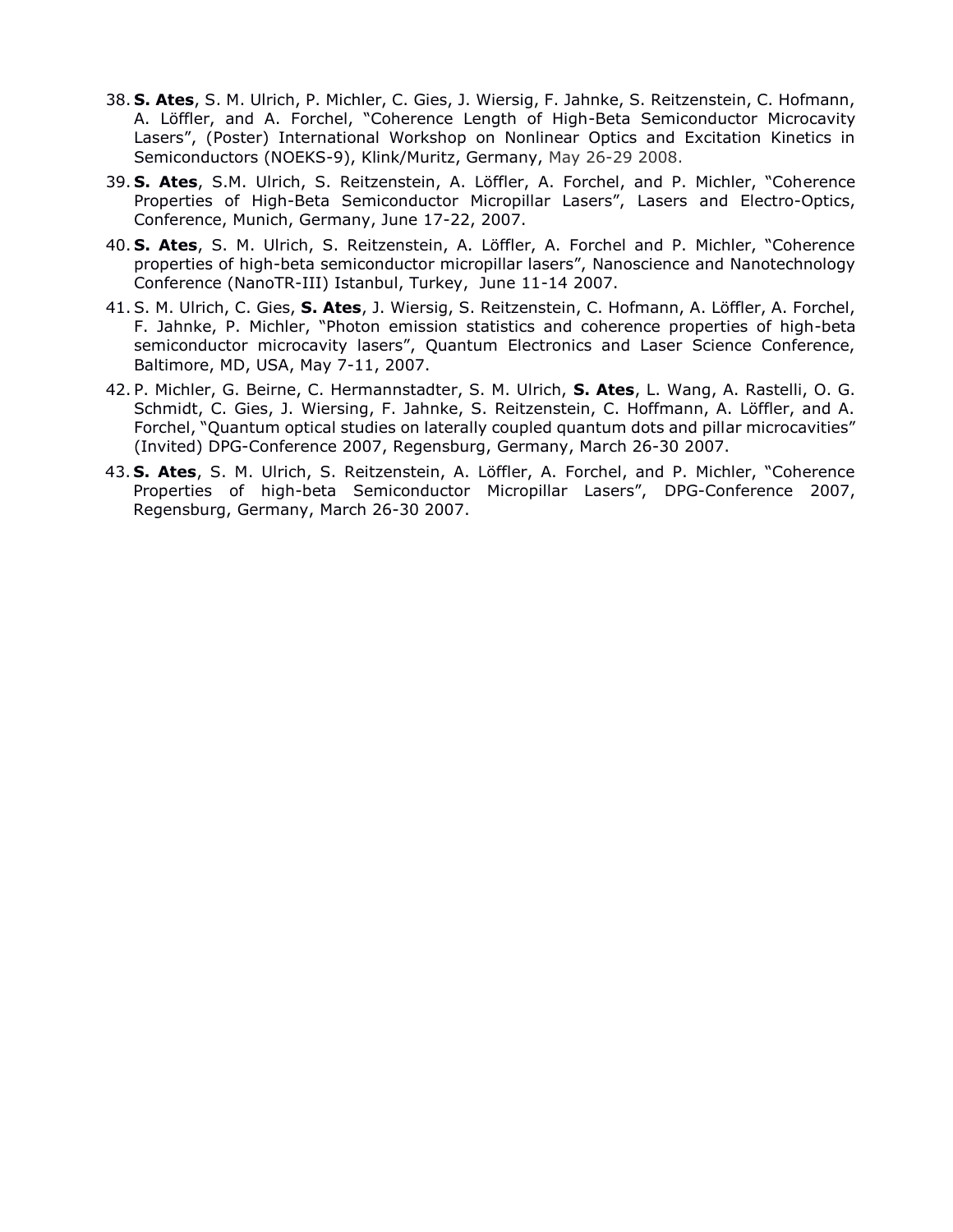38. **S. Ates**, S. M. Ulrich, P. Michler, C. Gies, J. Wiersig, F. Jahnke, S. Reitzenstein, C. Hofmann, A. Löffler, and A. Forchel, "Coherence Length of High-Beta Semiconductor Microcavity Lasers", (Poster) International Workshop on Nonlinear Optics and Excitation Kinetics in Semiconductors (NOEKS-9), Klink/Muritz, Germany, May 26-29 2008.
39. **S. Ates**, S.M. Ulrich, S. Reitzenstein, A. Löffler, A. Forchel, and P. Michler, "Coherence Properties of High-Beta Semiconductor Micropillar Lasers", Lasers and Electro-Optics, Conference, Munich, Germany, June 17-22, 2007.
40. **S. Ates**, S. M. Ulrich, S. Reitzenstein, A. Löffler, A. Forchel and P. Michler, "Coherence properties of high-beta semiconductor micropillar lasers", Nanoscience and Nanotechnology Conference (NanoTR-III) Istanbul, Turkey, June 11-14 2007.
41. S. M. Ulrich, C. Gies, **S. Ates**, J. Wiersig, S. Reitzenstein, C. Hofmann, A. Löffler, A. Forchel, F. Jahnke, P. Michler, "Photon emission statistics and coherence properties of high-beta semiconductor microcavity lasers", Quantum Electronics and Laser Science Conference, Baltimore, MD, USA, May 7-11, 2007.
42. P. Michler, G. Beirne, C. Hermannstadter, S. M. Ulrich, **S. Ates**, L. Wang, A. Rastelli, O. G. Schmidt, C. Gies, J. Wiersing, F. Jahnke, S. Reitzenstein, C. Hoffmann, A. Löffler, and A. Forchel, "Quantum optical studies on laterally coupled quantum dots and pillar microcavities" (Invited) DPG-Conference 2007, Regensburg, Germany, March 26-30 2007.
43. **S. Ates**, S. M. Ulrich, S. Reitzenstein, A. Löffler, A. Forchel, and P. Michler, "Coherence Properties of high-beta Semiconductor Micropillar Lasers", DPG-Conference 2007, Regensburg, Germany, March 26-30 2007.